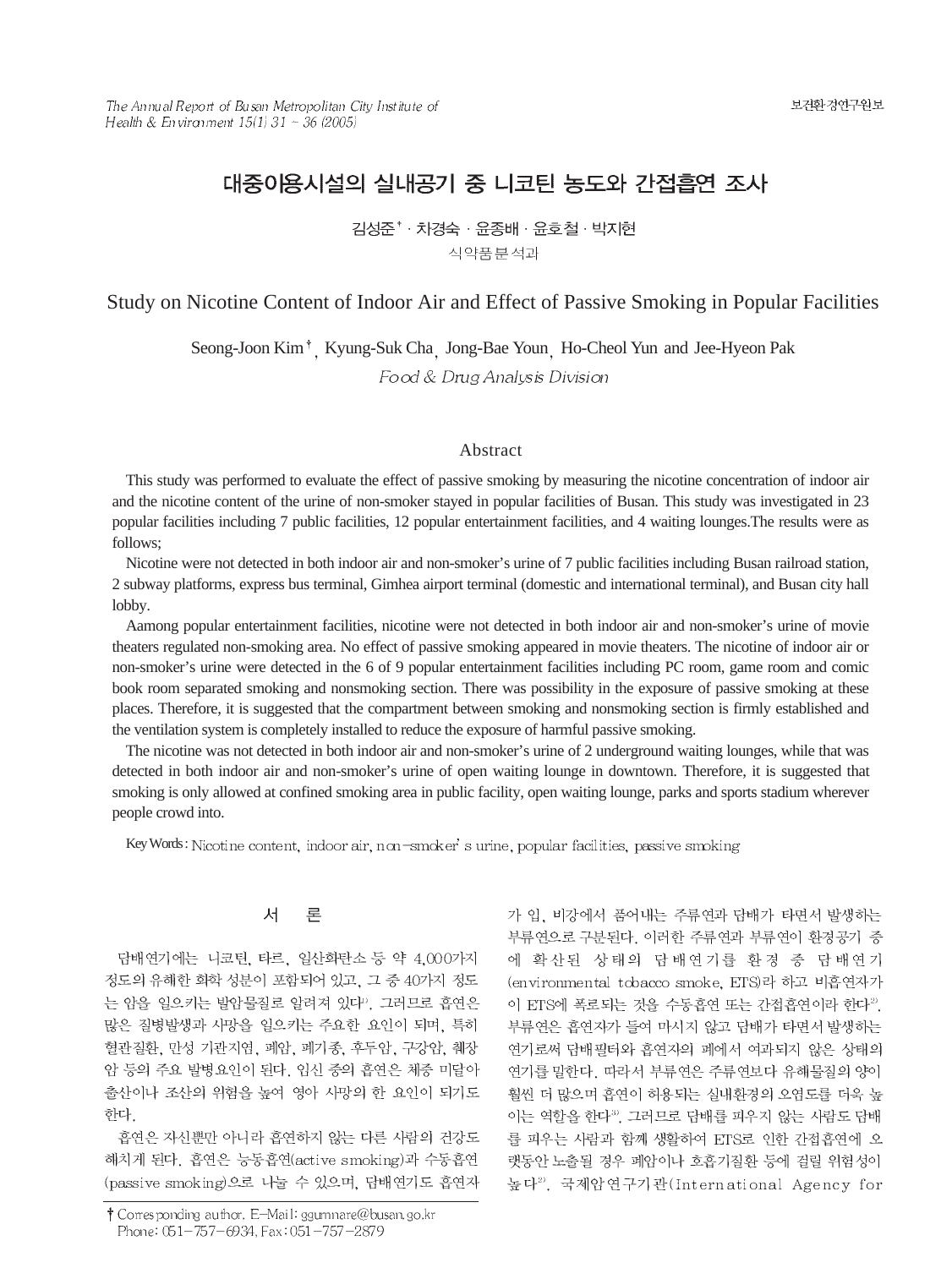# 대중이용시설의 실내공기 중 니코틴 농도와 간접흡연 조사

김성준[†] · 차경숙 · 윤종배 · 윤호철 · 박지현

식약품분석과

## Study on Nicotine Content of Indoor Air and Effect of Passive Smoking in Popular Facilities

Seong-Joon Kim[†], Kyung-Suk Cha, Jong-Bae Youn, Ho-Cheol Yun and Jee-Hyeon Pak

*Food & Drug Analysis Division*

### Abstract

This study was performed to evaluate the effect of passive smoking by measuring the nicotine concentration of indoor air and the nicotine content of the urine of non-smoker stayed in popular facilities of Busan. This study was investigated in 23 popular facilities including 7 public facilities, 12 popular entertainment facilities, and 4 waiting lounges.The results were as follows;

Nicotine were not detected in both indoor air and non-smoker's urine of 7 public facilities including Busan railroad station, 2 subway platforms, express bus terminal, Gimhea airport terminal (domestic and international terminal), and Busan city hall lobby.

Aamong popular entertainment facilities, nicotine were not detected in both indoor air and non-smoker's urine of movie theaters regulated non-smoking area. No effect of passive smoking appeared in movie theaters. The nicotine of indoor air or non-smoker's urine were detected in the 6 of 9 popular entertainment facilities including PC room, game room and comic book room separated smoking and nonsmoking section. There was possibility in the exposure of passive smoking at these places. Therefore, it is suggested that the compartment between smoking and nonsmoking section is firmly established and the ventilation system is completely installed to reduce the exposure of harmful passive smoking.

The nicotine was not detected in both indoor air and non-smoker's urine of 2 underground waiting lounges, while that was detected in both indoor air and non-smoker's urine of open waiting lounge in downtown. Therefore, it is suggested that smoking is only allowed at confined smoking area in public facility, open waiting lounge, parks and sports stadium wherever people crowd into.

Key Words : Nicotine content, indoor air, non-smoker's urine, popular facilities, passive smoking

## 서 론

담배연기에는 니코틴, 타르, 일산화탄소 등 약 4,000가지 정도의 유해한 화학 성분이 포함되어 있고, 그 중 40가지 정도는 암을 일으키는 발암물질로 알려져 있다[1]. 그러므로 흡연은 많은 질병발생과 사망을 일으키는 주요한 요인이 되며, 특히 혈관질환, 만성 기관지염, 폐암, 폐기종, 후두암, 구강암, 췌장암 등의 주요 발병요인이 된다. 임신 중의 흡연은 체중 미달아 출산이나 조산의 위험을 높여 영아 사망의 한 요인이 되기도 한다.

흡연은 자신뿐만 아니라 흡연하지 않는 다른 사람의 건강도 해치게 된다. 흡연은 능동흡연(active smoking)과 수동흡연(passive smoking)으로 나눌 수 있으며, 담배연기도 흡연자가 입, 비강에서 품어내는 주류연과 담배가 타면서 발생하는 부류연으로 구분된다. 이러한 주류연과 부류연이 환경공기 중에 확산된 상태의 담배연기를 환경 중 담배연기(environmental tobacco smoke, ETS)라 하고 비흡연자가 이 ETS에 폭로되는 것을 수동흡연 또는 간접흡연이라 한다[2]. 부류연은 흡연자가 들여 마시지 않고 담배가 타면서 발생하는 연기로써 담배필터와 흡연자의 폐에서 여과되지 않은 상태의 연기를 말한다. 따라서 부류연은 주류연보다 유해물질의 양이 훨씬 더 많으며 흡연이 허용되는 실내환경의 오염도를 더욱 높이는 역할을 한다[3]. 그러므로 담배를 피우지 않는 사람도 담배를 피우는 사람과 함께 생활하여 ETS로 인한 간접흡연에 오랫동안 노출될 경우 폐암이나 호흡기질환 등에 걸릴 위험성이 높다[2]. 국제암연구기관(International Agency for

† Corresponding author. E-Mail: ggumnare@busan.go.kr
Phone: 051-757-6934, Fax: 051-757-2879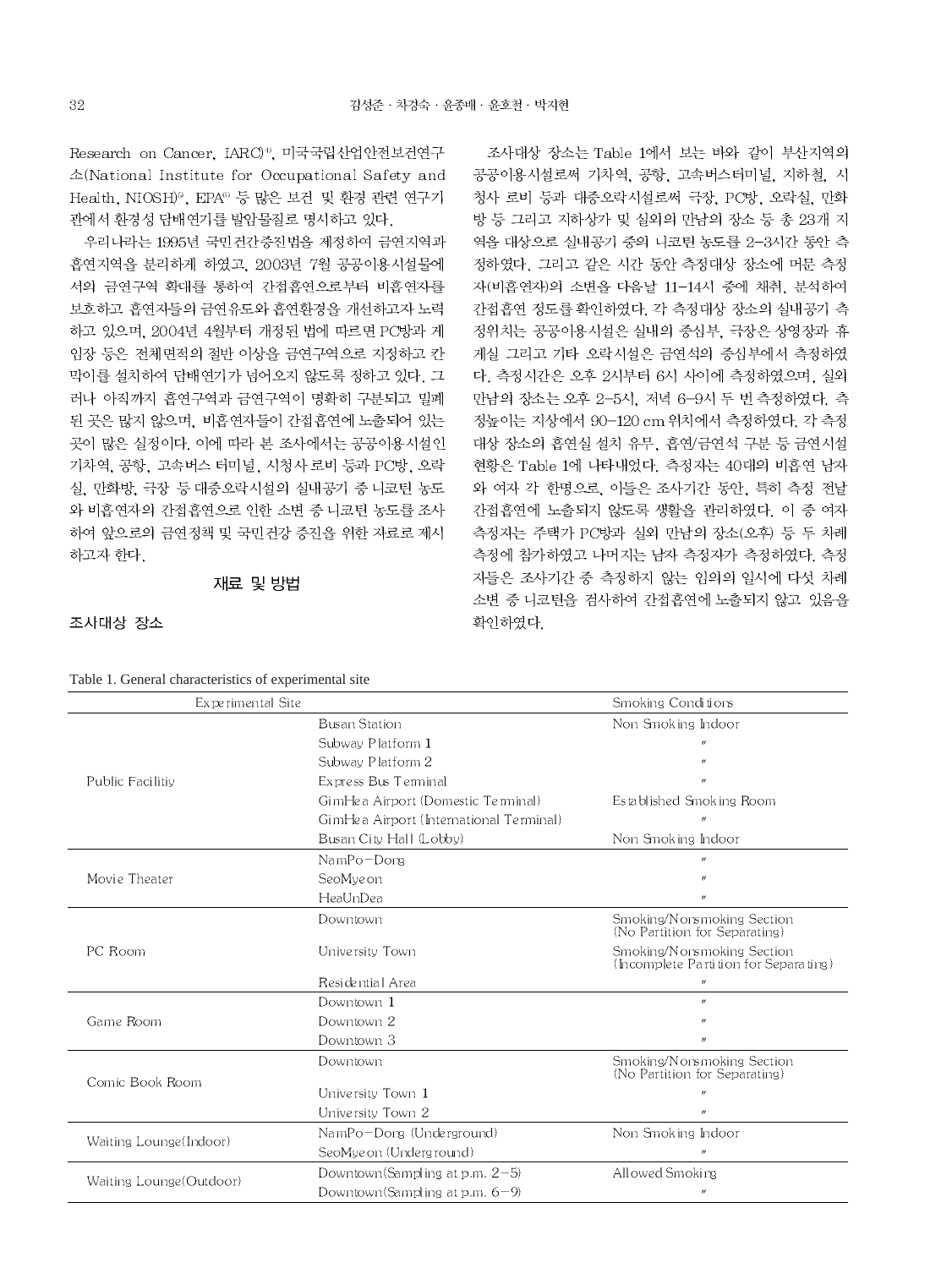Research on Cancer, IARC)[4], 미국국립산업안전보건연구소(National Institute for Occupational Safety and Health, NIOSH)[5], EPA[6] 등 많은 보건 및 환경 관련 연구기관에서 환경성 담배연기를 발암물질로 명시하고 있다.

우리나라는 1995년 국민건강증진법을 제정하여 금연지역과 흡연지역을 분리하게 하였고, 2003년 7월 공공이용시설물에서의 금연구역 확대를 통하여 간접흡연으로부터 비흡연자를 보호하고 흡연자들의 금연유도와 흡연환경을 개선하고자 노력하고 있으며, 2004년 4월부터 개정된 법에 따르면 PC방과 게임장 등은 전체면적의 절반 이상을 금연구역으로 지정하고 칸막이를 설치하여 담배연기가 넘어오지 않도록 정하고 있다. 그러나 아직까지 흡연구역과 금연구역이 명확히 구분되고 밀폐된 곳은 많지 않으며, 비흡연자들이 간접흡연에 노출되어 있는 곳이 많은 실정이다. 이에 따라 본 조사에서는 공공이용시설인 기차역, 공항, 고속버스 터미널, 시청사 로비 등과 PC방, 오락실, 만화방, 극장 등 대중오락시설의 실내공기 중 니코틴 농도와 비흡연자의 간접흡연으로 인한 소변 중 니코틴 농도를 조사하여 앞으로의 금연정책 및 국민건강 증진을 위한 자료로 제시하고자 한다.

## 재료 및 방법

### 조사대상 장소

조사대상 장소는 Table 1에서 보는 바와 같이 부산지역의 공공이용시설로써 기차역, 공항, 고속버스터미널, 지하철, 시청사 로비 등과 대중오락시설로써 극장, PC방, 오락실, 만화방 등 그리고 지하상가 및 실외의 만남의 장소 등 총 23개 지역을 대상으로 실내공기 중의 니코틴 농도를 2~3시간 동안 측정하였다. 그리고 같은 시간 동안 측정대상 장소에 머문 측정자(비흡연자)의 소변을 다음날 11~14시 중에 채취, 분석하여 간접흡연 정도를 확인하였다. 각 측정대상 장소의 실내공기 측정위치는 공공이용시설은 실내의 중심부, 극장은 상영장과 휴게실 그리고 기타 오락시설은 금연석의 중심부에서 측정하였다. 측정시간은 오후 2시부터 6시 사이에 측정하였으며, 실외 만남의 장소는 오후 2~5시, 저녁 6~9시 두 번 측정하였다. 측정높이는 지상에서 90~120 cm 위치에서 측정하였다. 각 측정대상 장소의 흡연실 설치 유무, 흡연/금연석 구분 등 금연시설 현황은 Table 1에 나타내었다. 측정자는 40대의 비흡연 남자와 여자 각 한명으로, 이들은 조사기간 동안, 특히 측정 전날 간접흡연에 노출되지 않도록 생활을 관리하였다. 이 중 여자 측정자는 주택가 PC방과 실외 만남의 장소(오후) 등 두 차례 측정에 참가하였고 나머지는 남자 측정자가 측정하였다. 측정자들은 조사기간 중 측정하지 않는 임의의 일시에 다섯 차례 소변 중 니코틴을 검사하여 간접흡연에 노출되지 않고 있음을 확인하였다.

Table 1. General characteristics of experimental site

| Experimental Site | | Smoking Conditions |
|---|---|---|
| Public Facilitiy | Busan Station | Non Smoking Indoor |
| | Subway Platform 1 | 〃 |
| | Subway Platform 2 | 〃 |
| | Express Bus Terminal | 〃 |
| | GimHea Airport (Domestic Terminal) | Established Smoking Room |
| | GimHea Airport (International Terminal) | 〃 |
| | Busan City Hall (Lobby) | Non Smoking Indoor |
| Movie Theater | NamPo-Dong | 〃 |
| | SeoMyeon | 〃 |
| | HeaUnDea | 〃 |
| PC Room | Downtown | Smoking/Nonsmoking Section (No Partition for Separating) |
| | University Town | Smoking/Nonsmoking Section (Incomplete Partition for Separating) |
| | Residential Area | 〃 |
| Game Room | Downtown 1 | 〃 |
| | Downtown 2 | 〃 |
| | Downtown 3 | 〃 |
| Comic Book Room | Downtown | Smoking/Nonsmoking Section (No Partition for Separating) |
| | University Town 1 | 〃 |
| | University Town 2 | 〃 |
| Waiting Lounge(Indoor) | NamPo-Dong (Underground) | Non Smoking Indoor |
| | SeoMyeon (Underground) | 〃 |
| Waiting Lounge(Outdoor) | Downtown(Sampling at p.m. 2-5) | Allowed Smoking |
| | Downtown(Sampling at p.m. 6-9) | 〃 |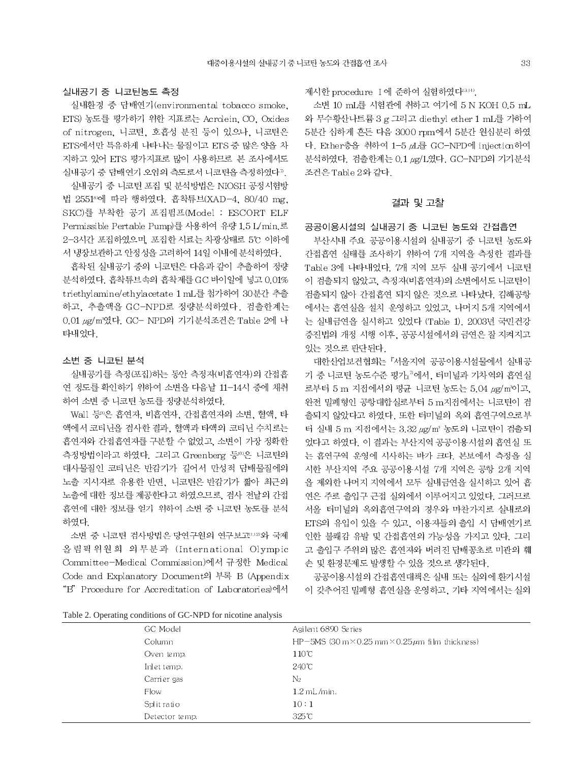### 실내공기 중 니코틴농도 측정

실내환경 중 담배연기(environmental tobacco smoke, ETS) 농도를 평가하기 위한 지표로는 Acrolein, CO, Oxides of nitrogen, 니코틴, 호흡성 분진 등이 있으나, 니코틴은 ETS에서만 특유하게 나타나는 물질이고 ETS 중 많은 양을 차지하고 있어 ETS 평가지표로 많이 사용하므로 본 조사에서도 실내공기 중 담배연기 오염의 척도로서 니코틴을 측정하였다[7].

실내공기 중 니코틴 포집 및 분석방법은 NIOSH 공정시험방법 2551[8]에 따라 행하였다. 흡착튜브(XAD-4, 80/40 mg, SKC)를 부착한 공기 포집펌프(Model : ESCORT ELF Permissible Pertable Pump)를 사용하여 유량 1.5 L/min.로 2-3시간 포집하였으며, 포집한 시료는 차광상태로 5℃ 이하에서 냉장보관하고 안정성을 고려하여 14일 이내에 분석하였다.

흡착된 실내공기 중의 니코틴은 다음과 같이 추출하여 정량분석하였다. 흡착튜브속의 흡착제를 GC 바이알에 넣고 0.01% triethylamine/ethylacetate 1 mL를 첨가하여 30분간 추출하고, 추출액을 GC-NPD로 정량분석하였다. 검출한계는 0.01 μg/m³였다. GC- NPD의 기기분석조건은 Table 2에 나타내었다.

### 소변 중 니코틴 분석

실내공기를 측정(포집)하는 동안 측정자(비흡연자)의 간접흡연 정도를 확인하기 위하여 소변을 다음날 11-14시 중에 채취하여 소변 중 니코틴 농도를 정량분석하였다.

Wall 등[9]은 흡연자, 비흡연자, 간접흡연자의 소변, 혈액, 타액에서 코티닌을 검사한 결과, 혈액과 타액의 코티닌 수치로는 흡연자와 간접흡연자를 구분할 수 없었고, 소변이 가장 정확한 측정방법이라고 하였다. 그리고 Greenberg 등[10]은 니코틴의 대사물질인 코티닌은 반감기가 길어서 만성적 담배물질에의 노출 지시자로 유용한 반면, 니코틴은 반감기가 짧아 최근의 노출에 대한 정보를 제공한다고 하였으므로, 검사 전날의 간접흡연에 대한 정보를 얻기 위하여 소변 중 니코틴 농도를 분석하였다.

소변 중 니코틴 검사방법은 당연구원의 연구보고[11,12]와 국제올림픽위원회 의무분과 (International Olympic Committee-Medical Commission)에서 규정한 Medical Code and Explanatory Document의 부록 B (Appendix "B" Procedure for Accreditation of Laboratories)에서 제시한 procedure Ⅰ에 준하여 실험하였다[13,14].

소변 10 mL를 시험관에 취하고 여기에 5 N KOH 0.5 mL와 무수황산나트륨 3 g 그리고 diethyl ether 1 mL를 가하여 5분간 심하게 흔든 다음 3000 rpm에서 5분간 원심분리 하였다. Ether층을 취하여 1-5 μL를 GC-NPD에 injection하여 분석하였다. 검출한계는 0.1 μg/L였다. GC-NPD의 기기분석조건은 Table 2와 같다.

## 결과 및 고찰

### 공공이용시설의 실내공기 중 니코틴 농도와 간접흡연

부산시내 주요 공공이용시설의 실내공기 중 니코틴 농도와 간접흡연 실태를 조사하기 위하여 7개 지역을 측정한 결과를 Table 3에 나타내었다. 7개 지역 모두 실내 공기에서 니코틴이 검출되지 않았고, 측정자(비흡연자)의 소변에서도 니코틴이 검출되지 않아 간접흡연 되지 않은 것으로 나타났다. 김해공항에서는 흡연실을 설치 운영하고 있었고, 나머지 5개 지역에서는 실내금연을 실시하고 있었다 (Table 1). 2003년 국민건강증진법의 개정 시행 이후, 공공시설에서의 금연은 잘 지켜지고 있는 것으로 판단된다.

대한산업보건협회는 『서울지역 공공이용시설물에서 실내공기 중 니코틴 농도수준 평가』[7]에서, 터미널과 기차역의 흡연실로부터 5 m 지점에서의 평균 니코틴 농도는 5.04 μg/m³이고, 완전 밀폐형인 공항대합실로부터 5 m지점에서는 니코틴이 검출되지 않았다고 하였다. 또한 터미널의 옥외 흡연구역으로부터 실내 5 m 지점에서는 3.32 μg/m³ 농도의 니코틴이 검출되었다고 하였다. 이 결과는 부산지역 공공이용시설의 흡연실 또는 흡연구역 운영에 시사하는 바가 크다. 본보에서 측정을 실시한 부산지역 주요 공공이용시설 7개 지역은 공항 2개 지역을 제외한 나머지 지역에서 모두 실내금연을 실시하고 있어 흡연은 주로 출입구 근접 실외에서 이루어지고 있었다. 그러므로 서울 터미널의 옥외흡연구역의 경우와 마찬가지로 실내로의 ETS의 유입이 있을 수 있고, 이용자들의 출입 시 담배연기로 인한 불쾌감 유발 및 간접흡연의 가능성을 가지고 있다. 그리고 출입구 주위의 많은 흡연자와 버려진 담배꽁초로 미관의 훼손 및 환경문제도 발생할 수 있을 것으로 생각된다.

공공이용시설의 간접흡연대책은 실내 또는 실외에 환기시설이 갖추어진 밀폐형 흡연실을 운영하고, 기타 지역에서는 실외

Table 2. Operating conditions of GC-NPD for nicotine analysis

| | |
|---|---|
| GC Model | Agilent 6890 Series |
| Column | HP-5MS (30 m×0.25 mm×0.25 μm film thickness) |
| Oven temp. | 110℃ |
| Inlet temp. | 240℃ |
| Carrier gas | $N_2$ |
| Flow | 1.2 mL/min. |
| Split ratio | 10 : 1 |
| Detector temp. | 325℃ |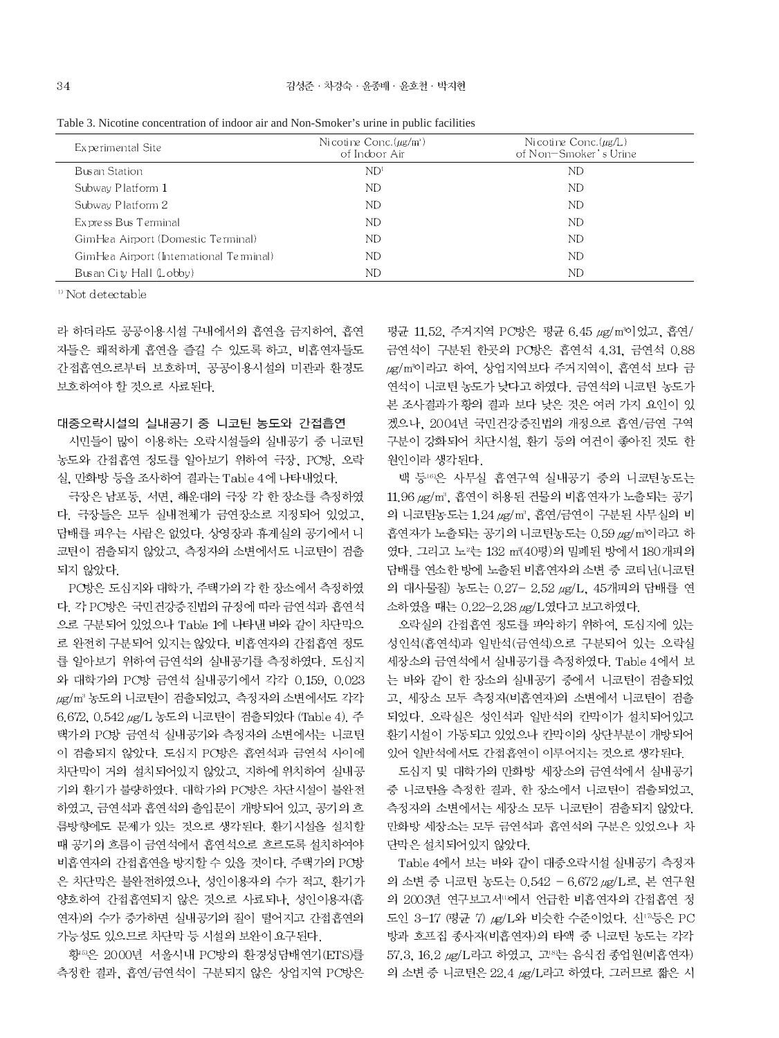Table 3. Nicotine concentration of indoor air and Non-Smoker's urine in public facilities

| Experimental Site | Nicotine Conc.(μg/m³) of Indoor Air | Nicotine Conc.(μg/L) of Non-Smoker's Urine |
|---|---|---|
| Busan Station | ND[1] | ND |
| Subway Platform 1 | ND | ND |
| Subway Platform 2 | ND | ND |
| Express Bus Terminal | ND | ND |
| GimHea Airport (Domestic Terminal) | ND | ND |
| GimHea Airport (International Terminal) | ND | ND |
| Busan City Hall (Lobby) | ND | ND |

[1] Not detectable

라 하더라도 공공이용시설 구내에서의 흡연을 금지하여, 흡연자들은 쾌적하게 흡연을 즐길 수 있도록 하고, 비흡연자들도 간접흡연으로부터 보호하며, 공공이용시설의 미관과 환경도 보호하여야 할 것으로 사료된다.

### 대중오락시설의 실내공기 중 니코틴 농도와 간접흡연

시민들이 많이 이용하는 오락시설들의 실내공기 중 니코틴 농도와 간접흡연 정도를 알아보기 위하여 극장, PC방, 오락실, 만화방 등을 조사하여 결과는 Table 4에 나타내었다.

극장은 남포동, 서면, 해운대의 극장 각 한 장소를 측정하였다. 극장들은 모두 실내전체가 금연장소로 지정되어 있었고, 담배를 피우는 사람은 없었다. 상영장과 휴게실의 공기에서 니코틴이 검출되지 않았고, 측정자의 소변에서도 니코틴이 검출되지 않았다.

PC방은 도심지와 대학가, 주택가의 각 한 장소에서 측정하였다. 각 PC방은 국민건강증진법의 규정에 따라 금연석과 흡연석으로 구분되어 있었으나, Table 1에 나타낸 바와 같이 차단막으로 완전히 구분되어 있지는 않았다. 비흡연자의 간접흡연 정도를 알아보기 위하여 금연석의 실내공기를 측정하였다. 도심지와 대학가의 PC방 금연석 실내공기에서 각각 0.159, 0.023 μg/m³ 농도의 니코틴이 검출되었고, 측정자의 소변에서도 각각 6.672, 0.542 μg/L 농도의 니코틴이 검출되었다 (Table 4). 주택가의 PC방 금연석 실내공기와 측정자의 소변에서는 니코틴이 검출되지 않았다. 도심지 PC방은 흡연석과 금연석 사이에 차단막이 거의 설치되어있지 않았고, 지하에 위치하여 실내공기의 환기가 불량하였다. 대학가의 PC방은 차단시설이 불완전하였고, 금연석과 흡연석의 출입문이 개방되어 있고, 공기의 흐름방향에도 문제가 있는 것으로 생각된다. 환기시설을 설치할 때 공기의 흐름이 금연석에서 흡연석으로 흐르도록 설치하여야 비흡연자의 간접흡연을 방지할 수 있을 것이다. 주택가의 PC방은 차단막은 불완전하였으나, 성인이용자의 수가 적고, 환기가 양호하여 간접흡연되지 않은 것으로 사료되나, 성인이용자(흡연자)의 수가 증가하면 실내공기의 질이 떨어지고 간접흡연의 가능성도 있으므로 차단막 등 시설의 보완이 요구된다.

황[15]은 2000년 서울시내 PC방의 환경성담배연기(ETS)를 측정한 결과, 흡연/금연석이 구분되지 않은 상업지역 PC방은 평균 11.52, 주거지역 PC방은 평균 6.45 μg/m³이었고, 흡연/금연석이 구분된 한곳의 PC방은 흡연석 4.31, 금연석 0.88 μg/m³이라고 하여, 상업지역보다 주거지역이, 흡연석 보다 금연석이 니코틴 농도가 낮다고 하였다. 금연석의 니코틴 농도가 본 조사결과가 황의 결과 보다 낮은 것은 여러 가지 요인이 있겠으나, 2004년 국민건강증진법의 개정으로 흡연/금연 구역 구분이 강화되어 차단시설, 환기 등의 여건이 좋아진 것도 한 원인이라 생각된다.

백 등[16]은 사무실 흡연구역 실내공기 중의 니코틴농도는 11.96 μg/m³, 흡연이 허용된 건물의 비흡연자가 노출되는 공기의 니코틴농도는 1.24 μg/m³, 흡연/금연이 구분된 사무실의 비흡연자가 노출되는 공기의 니코틴농도는 0.59 μg/m³이라고 하였다. 그리고 노[2]는 132 ㎡(40평)의 밀폐된 방에서 180개피의 담배를 연소한 방에 노출된 비흡연자의 소변 중 코티닌(니코틴의 대사물질) 농도는 0.27- 2.52 μg/L, 45개피의 담배를 연소하였을 때는 0.22-2.28 μg/L였다고 보고하였다.

오락실의 간접흡연 정도를 파악하기 위하여, 도심지에 있는 성인석(흡연석)과 일반석(금연석)으로 구분되어 있는 오락실 세장소의 금연석에서 실내공기를 측정하였다. Table 4에서 보는 바와 같이 한 장소의 실내공기 중에서 니코틴이 검출되었고, 세장소 모두 측정자(비흡연자)의 소변에서 니코틴이 검출되었다. 오락실은 성인석과 일반석의 칸막이가 설치되어있고 환기시설이 가동되고 있었으나 칸막이의 상단부분이 개방되어 있어 일반석에서도 간접흡연이 이루어지는 것으로 생각된다.

도심지 및 대학가의 만화방 세장소의 금연석에서 실내공기 중 니코틴을 측정한 결과, 한 장소에서 니코틴이 검출되었고, 측정자의 소변에서는 세장소 모두 니코틴이 검출되지 않았다. 만화방 세장소는 모두 금연석과 흡연석의 구분은 있었으나 차단막은 설치되어있지 않았다.

Table 4에서 보는 바와 같이 대중오락시설 실내공기 측정자의 소변 중 니코틴 농도는 0.542 - 6.672 μg/L로, 본 연구원의 2003년 연구보고서[11]에서 언급한 비흡연자의 간접흡연 정도인 3-17 (평균 7) μg/L와 비슷한 수준이었다. 신[17]등은 PC방과 호프집 종사자(비흡연자)의 타액 중 니코틴 농도는 각각 57.3, 16.2 μg/L라고 하였고, 고[8]는 음식점 종업원(비흡연자)의 소변 중 니코틴은 22.4 μg/L라고 하였다. 그러므로 짧은 시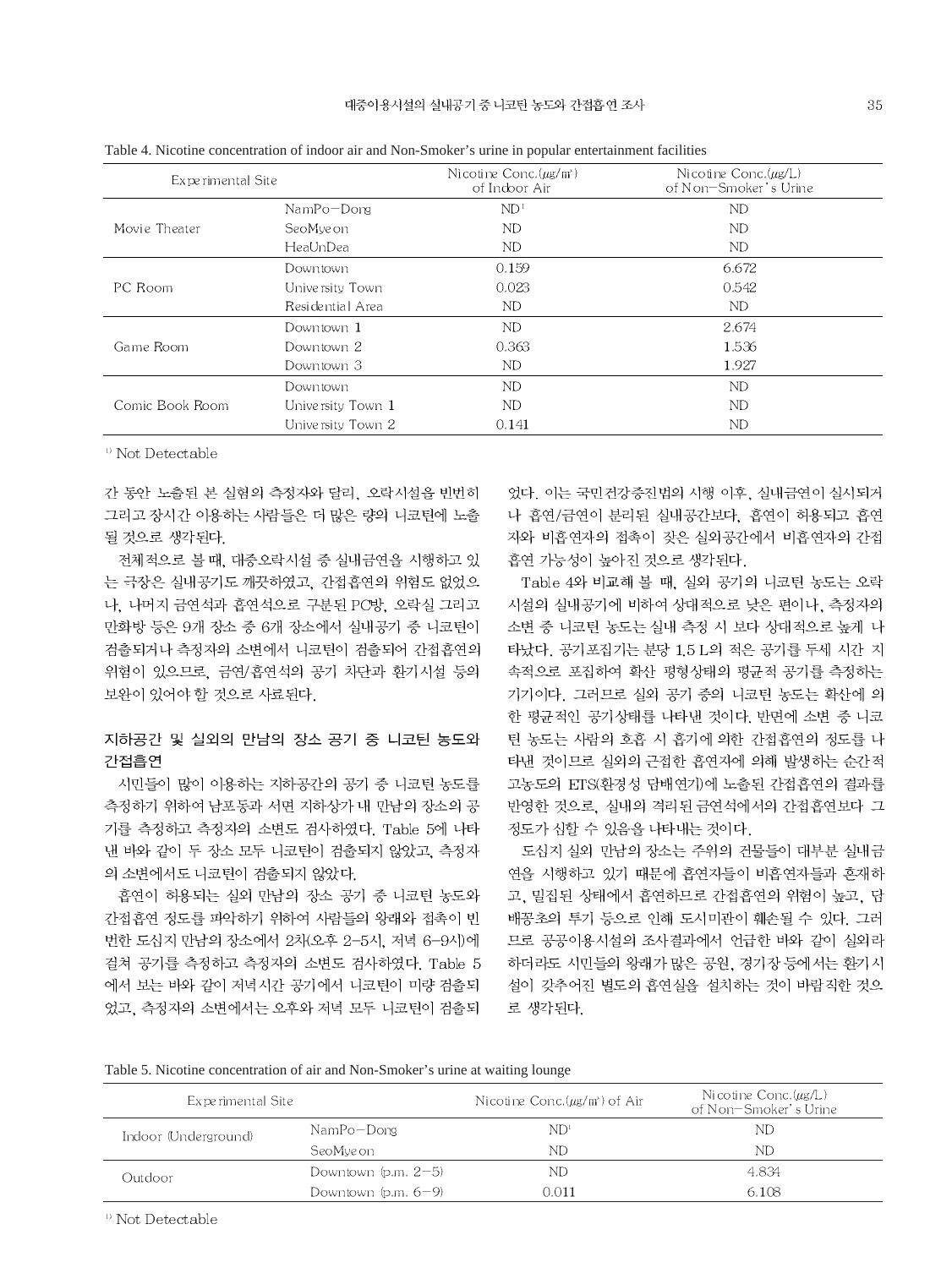Table 4. Nicotine concentration of indoor air and Non-Smoker's urine in popular entertainment facilities

| Experimental Site | | Nicotine Conc.(㎍/㎥) of Indoor Air | Nicotine Conc.(㎍/L) of Non-Smoker's Urine |
|---|---|---|---|
| Movie Theater | NamPo-Dong | ND[1] | ND |
| | SeoMyeon | ND | ND |
| | HeaUnDea | ND | ND |
| PC Room | Downtown | 0.159 | 6.672 |
| | University Town | 0.023 | 0.542 |
| | Residential Area | ND | ND |
| Game Room | Downtown 1 | ND | 2.674 |
| | Downtown 2 | 0.363 | 1.536 |
| | Downtown 3 | ND | 1.927 |
| Comic Book Room | Downtown | ND | ND |
| | University Town 1 | ND | ND |
| | University Town 2 | 0.141 | ND |

[1] Not Detectable

간 동안 노출된 본 실험의 측정자와 달리, 오락시설을 빈번히 그리고 장시간 이용하는 사람들은 더 많은 량의 니코틴에 노출될 것으로 생각된다.

전체적으로 볼 때, 대중오락시설 중 실내금연을 시행하고 있는 극장은 실내공기도 깨끗하였고, 간접흡연의 위협도 없었으나, 나머지 금연석과 흡연석으로 구분된 PC방, 오락실 그리고 만화방 등은 9개 장소 중 6개 장소에서 실내공기 중 니코틴이 검출되거나 측정자의 소변에서 니코틴이 검출되어 간접흡연의 위험이 있으므로, 금연/흡연석의 공기 차단과 환기시설 등의 보완이 있어야 할 것으로 사료된다.

### 지하공간 및 실외의 만남의 장소 공기 중 니코틴 농도와 간접흡연

시민들이 많이 이용하는 지하공간의 공기 중 니코틴 농도를 측정하기 위하여 남포동과 서면 지하상가 내 만남의 장소의 공기를 측정하고 측정자의 소변도 검사하였다. Table 5에 나타낸 바와 같이 두 장소 모두 니코틴이 검출되지 않았고, 측정자의 소변에서도 니코틴이 검출되지 않았다.

흡연이 허용되는 실외 만남의 장소 공기 중 니코틴 농도와 간접흡연 정도를 파악하기 위하여 사람들의 왕래와 접촉이 빈번한 도심지 만남의 장소에서 2차(오후 2-5시, 저녁 6-9시)에 걸쳐 공기를 측정하고 측정자의 소변도 검사하였다. Table 5에서 보는 바와 같이 저녁시간 공기에서 니코틴이 미량 검출되었고, 측정자의 소변에서는 오후와 저녁 모두 니코틴이 검출되었다. 이는 국민건강증진법의 시행 이후, 실내금연이 실시되거나 흡연/금연이 분리된 실내공간보다, 흡연이 허용되고 흡연자와 비흡연자의 접촉이 잦은 실외공간에서 비흡연자의 간접흡연 가능성이 높아진 것으로 생각된다.

Table 4와 비교해 볼 때, 실외 공기의 니코틴 농도는 오락시설의 실내공기에 비하여 상대적으로 낮은 편이나, 측정자의 소변 중 니코틴 농도는 실내 측정 시 보다 상대적으로 높게 나타났다. 공기포집기는 분당 1.5 L의 적은 공기를 두세 시간 지속적으로 포집하여 확산 평형상태의 평균적 공기를 측정하는 기기이다. 그러므로 실외 공기 중의 니코틴 농도는 확산에 의한 평균적인 공기상태를 나타낸 것이다. 반면에 소변 중 니코틴 농도는 사람의 호흡 시 흡기에 의한 간접흡연의 정도를 나타낸 것이므로 실외의 근접한 흡연자에 의해 발생하는 순간적 고농도의 ETS(환경성 담배연기)에 노출된 간접흡연의 결과를 반영한 것으로, 실내의 격리된 금연석에서의 간접흡연보다 그 정도가 심할 수 있음을 나타내는 것이다.

도심지 실외 만남의 장소는 주위의 건물들이 대부분 실내금연을 시행하고 있기 때문에 흡연자들이 비흡연자들과 혼재하고, 밀집된 상태에서 흡연하므로 간접흡연의 위험이 높고, 담배꽁초의 투기 등으로 인해 도시미관이 훼손될 수 있다. 그러므로 공공이용시설의 조사결과에서 언급한 바와 같이 실외라 하더라도 시민들의 왕래가 많은 공원, 경기장 등에서는 환기시설이 갖추어진 별도의 흡연실을 설치하는 것이 바람직한 것으로 생각된다.

Table 5. Nicotine concentration of air and Non-Smoker's urine at waiting lounge

| Experimental Site | | Nicotine Conc.(㎍/㎥) of Air | Nicotine Conc.(㎍/L) of Non-Smoker's Urine |
|---|---|---|---|
| Indoor (Underground) | NamPo-Dong | ND[1] | ND |
| | SeoMyeon | ND | ND |
| Outdoor | Downtown (p.m. 2-5) | ND | 4.834 |
| | Downtown (p.m. 6-9) | 0.011 | 6.108 |

[1] Not Detectable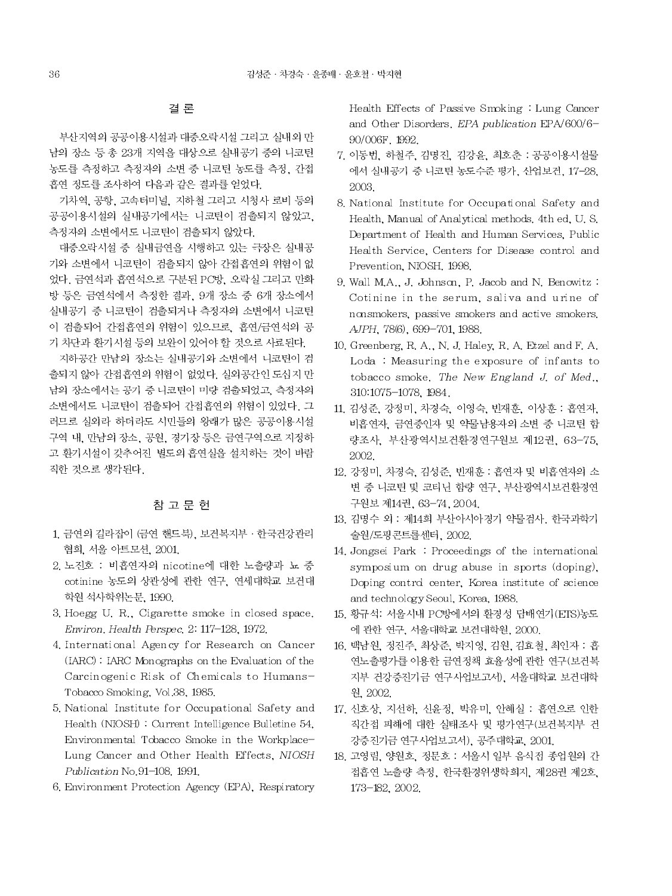## 결 론

부산지역의 공공이용시설과 대중오락시설 그리고 실내외 만남의 장소 등 총 23개 지역을 대상으로 실내공기 중의 니코틴 농도를 측정하고 측정자의 소변 중 니코틴 농도를 측정, 간접흡연 정도를 조사하여 다음과 같은 결과를 얻었다.

기차역, 공항, 고속터미널, 지하철 그리고 시청사 로비 등의 공공이용시설의 실내공기에서는 니코틴이 검출되지 않았고, 측정자의 소변에서도 니코틴이 검출되지 않았다.

대중오락시설 중 실내금연을 시행하고 있는 극장은 실내공기와 소변에서 니코틴이 검출되지 않아 간접흡연의 위험이 없었다. 금연석과 흡연석으로 구분된 PC방, 오락실 그리고 만화방 등은 금연석에서 측정한 결과, 9개 장소 중 6개 장소에서 실내공기 중 니코틴이 검출되거나 측정자의 소변에서 니코틴이 검출되어 간접흡연의 위험이 있으므로, 흡연/금연석의 공기 차단과 환기시설 등의 보완이 있어야 할 것으로 사료된다.

지하공간 만남의 장소는 실내공기와 소변에서 니코틴이 검출되지 않아 간접흡연의 위험이 없었다. 실외공간인 도심지 만남의 장소에서는 공기 중 니코틴이 미량 검출되었고, 측정자의 소변에서도 니코틴이 검출되어 간접흡연의 위험이 있었다. 그러므로 실외라 하더라도 시민들의 왕래가 많은 공공이용시설 구역 내, 만남의 장소, 공원, 경기장 등은 금연구역으로 지정하고 환기시설이 갖추어진 별도의 흡연실을 설치하는 것이 바람직한 것으로 생각된다.

## 참 고 문 헌

1. 금연의 길라잡이 (금연 핸드북), 보건복지부 · 한국건강관리협회, 서울 아트모션, 2001.
2. 노진호 : 비흡연자의 nicotine에 대한 노출량과 뇨 중 cotinine 농도의 상관성에 관한 연구, 연세대학교 보건대학원 석사학위논문, 1990.
3. Hoegg U. R., Cigarette smoke in closed space. *Environ. Health Perspec.* 2: 117–128, 1972.
4. International Agency for Research on Cancer (IARC) : IARC Monographs on the Evaluation of the Carcinogenic Risk of Chemicals to Humans–Tobacco Smoking, Vol.38, 1985.
5. National Institute for Occupational Safety and Health (NIOSH) : Current Intelligence Bulletine 54, Environmental Tobacco Smoke in the Workplace–Lung Cancer and Other Health Effects, *NIOSH Publication* No.91–108. 1991.
6. Environment Protection Agency (EPA), Respiratory Health Effects of Passive Smoking : Lung Cancer and Other Disorders. *EPA publication* EPA/600/6–90/006F. 1992.
7. 이동범, 하철주, 김명진, 김강윤, 최호춘 : 공공이용시설물에서 실내공기 중 니코틴 농도수준 평가, 산업보건, 17–28, 2003.
8. National Institute for Occupational Safety and Health, Manual of Analytical methods. 4th ed, U. S. Department of Health and Human Services, Public Health Service, Centers for Disease control and Prevention, NIOSH. 1998.
9. Wall M.A., J. Johnson, P. Jacob and N. Benowitz : Cotinine in the serum, saliva and urine of nonsmokers, passive smokers and active smokers. *AJPH*, 78(6), 699–701, 1988.
10. Greenberg, R. A., N. J. Haley, R. A. Etzel and F. A. Loda : Measuring the exposure of infants to tobacco smoke. *The New England J. of Med.*, 310:1075–1078, 1984.
11. 김성준, 강정미, 차경숙, 이영숙, 빈재훈, 이상훈 : 흡연자, 비흡연자, 금연중인자 및 약물남용자의 소변 중 니코틴 함량조사, 부산광역시보건환경연구원보 제12권, 63–75, 2002.
12. 강정미, 차경숙, 김성준, 빈재훈 : 흡연자 및 비흡연자의 소변 중 니코틴 및 코티닌 함량 연구, 부산광역시보건환경연구원보 제14권, 63–74, 2004.
13. 김명수 외 : 제14회 부산아시아경기 약물검사, 한국과학기술원/도핑콘트롤센터, 2002.
14. Jongsei Park : Proceedings of the international symposium on drug abuse in sports (doping), Doping contrd center, Korea institute of science and technology Seoul, Korea, 1988.
15. 황규석: 서울시내 PC방에서의 환경성 담배연기(ETS)농도에 관한 연구, 서울대학교 보건대학원, 2000.
16. 백남원, 정진주, 최상준, 박지영, 김원, 김효철, 최인자 : 흡연노출평가를 이용한 금연정책 효용성에 관한 연구(보건복지부 건강증진기금 연구사업보고서), 서울대학교 보건대학원, 2002.
17. 신호상, 지선하, 신윤정, 박유미, 안혜실 : 흡연으로 인한 직간접 피해에 대한 실태조사 및 평가연구(보건복지부 건강증진기금 연구사업보고서), 공주대학교, 2001.
18. 고영림, 양원호, 정문호 : 서울시 일부 음식점 종업원의 간접흡연 노출량 측정, 한국환경위생학회지, 제28권 제2호, 173–182, 2002.